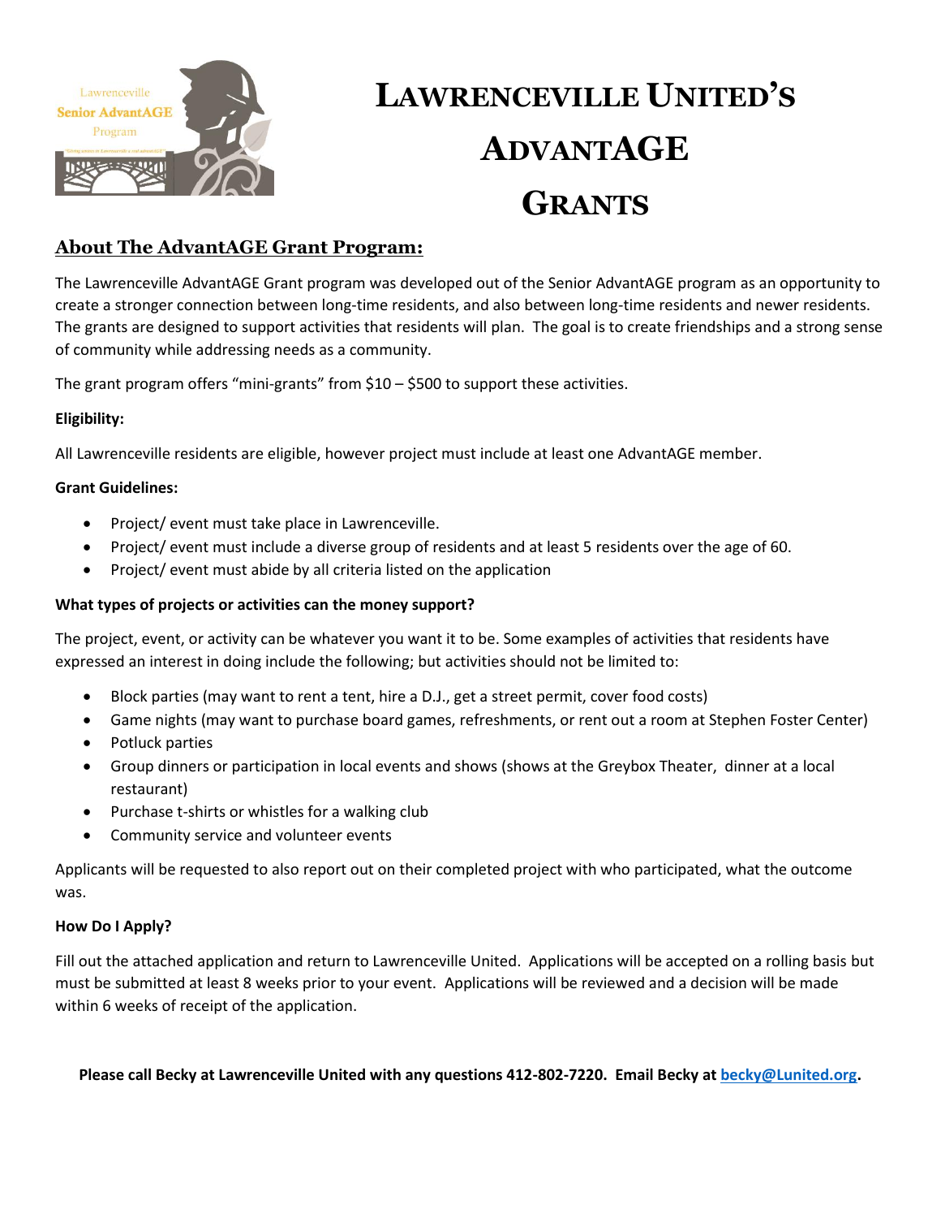# LAWRENCEVILLE UNITED'S ADVANTAGE GRANTS

## About The AdvantAGE Grant Program:

The Lawrenceville AdvantAGE Grant program was developed out of the Senior AdvantAGE program as an opportunity to create a stronger connection between long-time residents, and also between long-time residents and newer residents. The grants are designed to support activities that residents will plan. The goal is to create friendships and a strong sense of community while addressing needs as a community.

The grant program offers "mini-grants" from $10 – $500 to support these activities.

**Eligibility:**

All Lawrenceville residents are eligible, however project must include at least one AdvantAGE member.

**Grant Guidelines:**

- Project/ event must take place in Lawrenceville.
- Project/ event must include a diverse group of residents and at least 5 residents over the age of 60.
- Project/ event must abide by all criteria listed on the application

**What types of projects or activities can the money support?**

The project, event, or activity can be whatever you want it to be. Some examples of activities that residents have expressed an interest in doing include the following; but activities should not be limited to:

- Block parties (may want to rent a tent, hire a D.J., get a street permit, cover food costs)
- Game nights (may want to purchase board games, refreshments, or rent out a room at Stephen Foster Center)
- Potluck parties
- Group dinners or participation in local events and shows (shows at the Greybox Theater, dinner at a local restaurant)
- Purchase t-shirts or whistles for a walking club
- Community service and volunteer events

Applicants will be requested to also report out on their completed project with who participated, what the outcome was.

**How Do I Apply?**

Fill out the attached application and return to Lawrenceville United. Applications will be accepted on a rolling basis but must be submitted at least 8 weeks prior to your event. Applications will be reviewed and a decision will be made within 6 weeks of receipt of the application.

**Please call Becky at Lawrenceville United with any questions 412-802-7220. Email Becky at becky@Lunited.org.**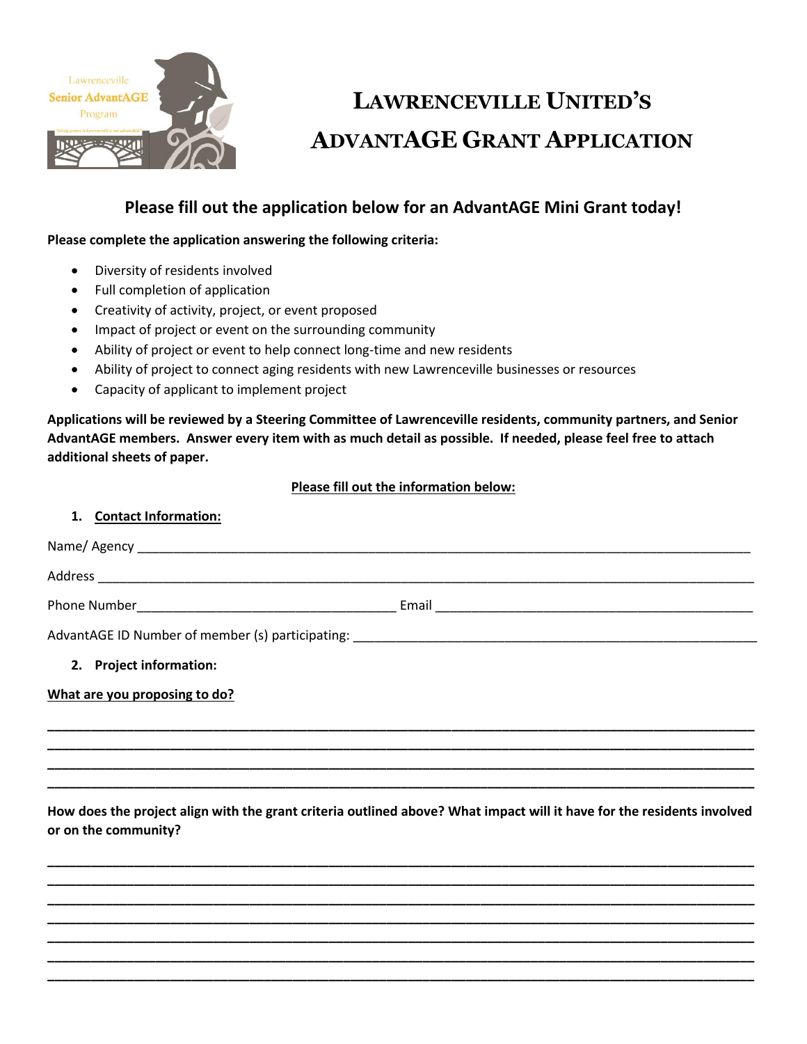# LAWRENCEVILLE UNITED'S ADVANTAGE GRANT APPLICATION

## Please fill out the application below for an AdvantAGE Mini Grant today!

**Please complete the application answering the following criteria:**

- Diversity of residents involved
- Full completion of application
- Creativity of activity, project, or event proposed
- Impact of project or event on the surrounding community
- Ability of project or event to help connect long-time and new residents
- Ability of project to connect aging residents with new Lawrenceville businesses or resources
- Capacity of applicant to implement project

**Applications will be reviewed by a Steering Committee of Lawrenceville residents, community partners, and Senior AdvantAGE members. Answer every item with as much detail as possible. If needed, please feel free to attach additional sheets of paper.**

**Please fill out the information below:**

1. **Contact Information:**

Name/ Agency ______________________________________________________________________________

Address ___________________________________________________________________________________

Phone Number___________________________________ Email ____________________________________________

AdvantAGE ID Number of member (s) participating: _______________________________________________________

2. **Project information:**

**What are you proposing to do?**

______________________________________________________________________________________________
______________________________________________________________________________________________
______________________________________________________________________________________________
______________________________________________________________________________________________

**How does the project align with the grant criteria outlined above? What impact will it have for the residents involved or on the community?**

______________________________________________________________________________________________
______________________________________________________________________________________________
______________________________________________________________________________________________
______________________________________________________________________________________________
______________________________________________________________________________________________
______________________________________________________________________________________________
______________________________________________________________________________________________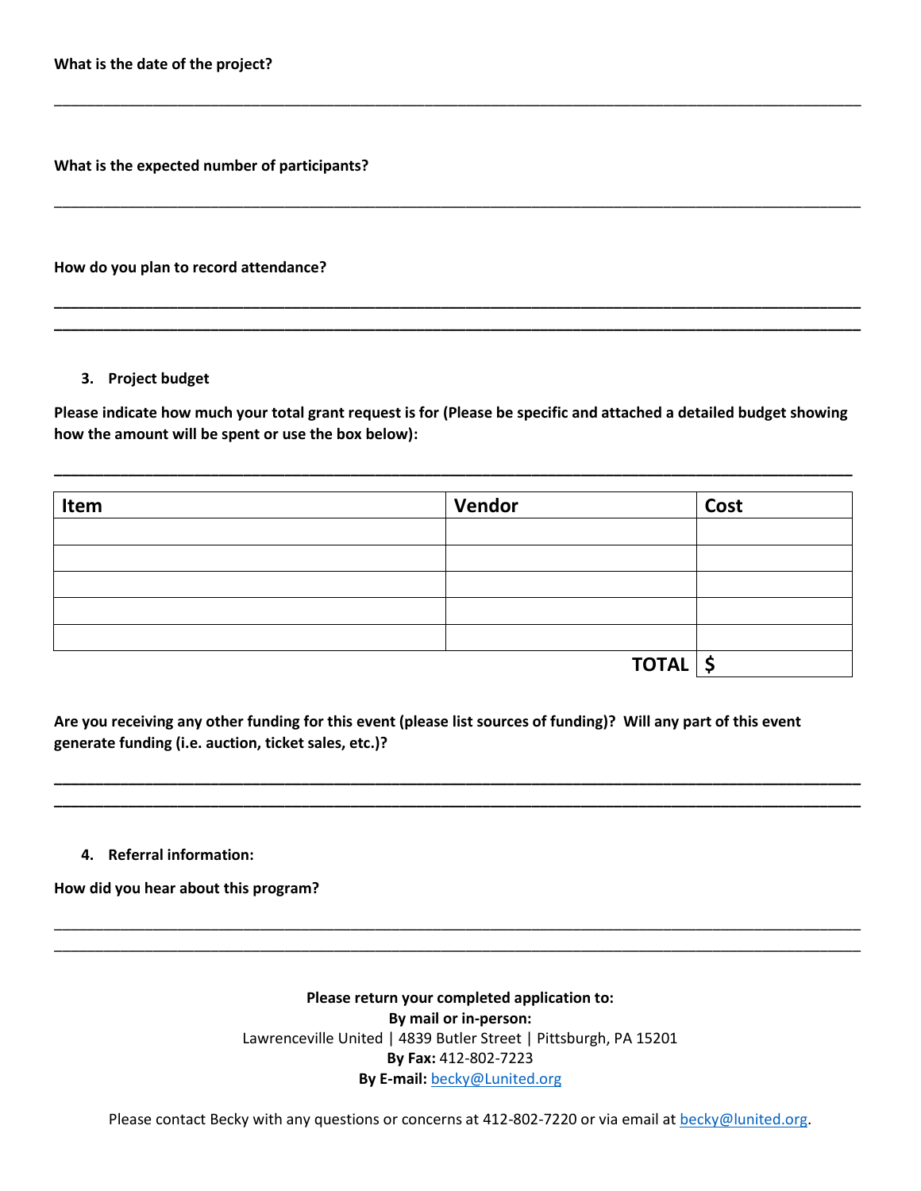**What is the date of the project?**

\_\_\_\_\_\_\_\_\_\_\_\_\_\_\_\_\_\_\_\_\_\_\_\_\_\_\_\_\_\_\_\_\_\_\_\_\_\_\_\_\_\_\_\_\_\_\_\_\_\_\_\_\_\_\_\_\_\_\_\_\_\_\_\_\_\_\_\_\_\_\_\_\_\_\_\_\_\_\_\_\_\_

**What is the expected number of participants?**

\_\_\_\_\_\_\_\_\_\_\_\_\_\_\_\_\_\_\_\_\_\_\_\_\_\_\_\_\_\_\_\_\_\_\_\_\_\_\_\_\_\_\_\_\_\_\_\_\_\_\_\_\_\_\_\_\_\_\_\_\_\_\_\_\_\_\_\_\_\_\_\_\_\_\_\_\_\_\_\_\_\_

**How do you plan to record attendance?**

\_\_\_\_\_\_\_\_\_\_\_\_\_\_\_\_\_\_\_\_\_\_\_\_\_\_\_\_\_\_\_\_\_\_\_\_\_\_\_\_\_\_\_\_\_\_\_\_\_\_\_\_\_\_\_\_\_\_\_\_\_\_\_\_\_\_\_\_\_\_\_\_\_\_\_\_\_\_\_\_\_\_

\_\_\_\_\_\_\_\_\_\_\_\_\_\_\_\_\_\_\_\_\_\_\_\_\_\_\_\_\_\_\_\_\_\_\_\_\_\_\_\_\_\_\_\_\_\_\_\_\_\_\_\_\_\_\_\_\_\_\_\_\_\_\_\_\_\_\_\_\_\_\_\_\_\_\_\_\_\_\_\_\_\_

## 3. Project budget

**Please indicate how much your total grant request is for (Please be specific and attached a detailed budget showing how the amount will be spent or use the box below):**

\_\_\_\_\_\_\_\_\_\_\_\_\_\_\_\_\_\_\_\_\_\_\_\_\_\_\_\_\_\_\_\_\_\_\_\_\_\_\_\_\_\_\_\_\_\_\_\_\_\_\_\_\_\_\_\_\_\_\_\_\_\_\_\_\_\_\_\_\_\_\_\_\_\_\_\_\_\_\_\_\_\_

| Item | Vendor | Cost |
| --- | --- | --- |
| | | |
| | | |
| | | |
| | | |
| | | |
| | **TOTAL** | **$** |

**Are you receiving any other funding for this event (please list sources of funding)? Will any part of this event generate funding (i.e. auction, ticket sales, etc.)?**

\_\_\_\_\_\_\_\_\_\_\_\_\_\_\_\_\_\_\_\_\_\_\_\_\_\_\_\_\_\_\_\_\_\_\_\_\_\_\_\_\_\_\_\_\_\_\_\_\_\_\_\_\_\_\_\_\_\_\_\_\_\_\_\_\_\_\_\_\_\_\_\_\_\_\_\_\_\_\_\_\_\_

\_\_\_\_\_\_\_\_\_\_\_\_\_\_\_\_\_\_\_\_\_\_\_\_\_\_\_\_\_\_\_\_\_\_\_\_\_\_\_\_\_\_\_\_\_\_\_\_\_\_\_\_\_\_\_\_\_\_\_\_\_\_\_\_\_\_\_\_\_\_\_\_\_\_\_\_\_\_\_\_\_\_

## 4. Referral information:

**How did you hear about this program?**

\_\_\_\_\_\_\_\_\_\_\_\_\_\_\_\_\_\_\_\_\_\_\_\_\_\_\_\_\_\_\_\_\_\_\_\_\_\_\_\_\_\_\_\_\_\_\_\_\_\_\_\_\_\_\_\_\_\_\_\_\_\_\_\_\_\_\_\_\_\_\_\_\_\_\_\_\_\_\_\_\_\_

\_\_\_\_\_\_\_\_\_\_\_\_\_\_\_\_\_\_\_\_\_\_\_\_\_\_\_\_\_\_\_\_\_\_\_\_\_\_\_\_\_\_\_\_\_\_\_\_\_\_\_\_\_\_\_\_\_\_\_\_\_\_\_\_\_\_\_\_\_\_\_\_\_\_\_\_\_\_\_\_\_\_

**Please return your completed application to:**
**By mail or in-person:**
Lawrenceville United | 4839 Butler Street | Pittsburgh, PA 15201
**By Fax:** 412-802-7223
**By E-mail:** becky@Lunited.org

Please contact Becky with any questions or concerns at 412-802-7220 or via email at becky@lunited.org.